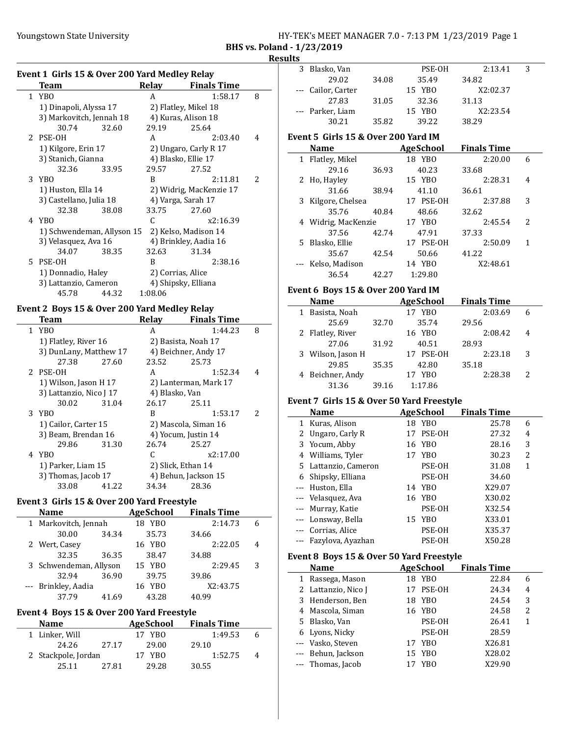Youngstown State University

HY-TEK's MEET MANAGER 7.0 - 7:13 PM 1/23/2019 Page 1

## BHS vs. Poland - 1/23/2019

### Results

#### Event 1 Girls 15 & Over 200 Yard Medley Relay

| | Team | Relay | Finals Time | |
|---|---|---|---|---|
| 1 | YBO | A | 1:58.17 | 8 |
| | 1) Dinapoli, Alyssa 17 | 2) Flatley, Mikel 18 | | |
| | 3) Markovitch, Jennah 18 | 4) Kuras, Alison 18 | | |
| | 30.74 32.60 | 29.19 | 25.64 | |
| 2 | PSE-OH | A | 2:03.40 | 4 |
| | 1) Kilgore, Erin 17 | 2) Ungaro, Carly R 17 | | |
| | 3) Stanich, Gianna | 4) Blasko, Ellie 17 | | |
| | 32.36 33.95 | 29.57 | 27.52 | |
| 3 | YBO | B | 2:11.81 | 2 |
| | 1) Huston, Ella 14 | 2) Widrig, MacKenzie 17 | | |
| | 3) Castellano, Julia 18 | 4) Varga, Sarah 17 | | |
| | 32.38 38.08 | 33.75 | 27.60 | |
| 4 | YBO | C | x2:16.39 | |
| | 1) Schwendeman, Allyson 15 | 2) Kelso, Madison 14 | | |
| | 3) Velasquez, Ava 16 | 4) Brinkley, Aadia 16 | | |
| | 34.07 38.35 | 32.63 | 31.34 | |
| 5 | PSE-OH | B | 2:38.16 | |
| | 1) Donnadio, Haley | 2) Corrias, Alice | | |
| | 3) Lattanzio, Cameron | 4) Shipsky, Elliana | | |
| | 45.78 44.32 | 1:08.06 | | |

#### Event 2 Boys 15 & Over 200 Yard Medley Relay

| | Team | Relay | Finals Time | |
|---|---|---|---|---|
| 1 | YBO | A | 1:44.23 | 8 |
| | 1) Flatley, River 16 | 2) Basista, Noah 17 | | |
| | 3) DunLany, Matthew 17 | 4) Beichner, Andy 17 | | |
| | 27.38 27.60 | 23.52 | 25.73 | |
| 2 | PSE-OH | A | 1:52.34 | 4 |
| | 1) Wilson, Jason H 17 | 2) Lanterman, Mark 17 | | |
| | 3) Lattanzio, Nico J 17 | 4) Blasko, Van | | |
| | 30.02 31.04 | 26.17 | 25.11 | |
| 3 | YBO | B | 1:53.17 | 2 |
| | 1) Cailor, Carter 15 | 2) Mascola, Siman 16 | | |
| | 3) Beam, Brendan 16 | 4) Yocum, Justin 14 | | |
| | 29.86 31.30 | 26.74 | 25.27 | |
| 4 | YBO | C | x2:17.00 | |
| | 1) Parker, Liam 15 | 2) Slick, Ethan 14 | | |
| | 3) Thomas, Jacob 17 | 4) Behun, Jackson 15 | | |
| | 33.08 41.22 | 34.34 | 28.36 | |

#### Event 3 Girls 15 & Over 200 Yard Freestyle

| | Name | Age School | Finals Time | |
|---|---|---|---|---|
| 1 | Markovitch, Jennah | 18 YBO | 2:14.73 | 6 |
| | 30.00 34.34 | 35.73 | 34.66 | |
| 2 | Wert, Casey | 16 YBO | 2:22.05 | 4 |
| | 32.35 36.35 | 38.47 | 34.88 | |
| 3 | Schwendeman, Allyson | 15 YBO | 2:29.45 | 3 |
| | 32.94 36.90 | 39.75 | 39.86 | |
| --- | Brinkley, Aadia | 16 YBO | X2:43.75 | |
| | 37.79 41.69 | 43.28 | 40.99 | |

#### Event 4 Boys 15 & Over 200 Yard Freestyle

| | Name | Age School | Finals Time | |
|---|---|---|---|---|
| 1 | Linker, Will | 17 YBO | 1:49.53 | 6 |
| | 24.26 27.17 | 29.00 | 29.10 | |
| 2 | Stackpole, Jordan | 17 YBO | 1:52.75 | 4 |
| | 25.11 27.81 | 29.28 | 30.55 | |
| 3 | Blasko, Van | PSE-OH | 2:13.41 | 3 |
| | 29.02 34.08 | 35.49 | 34.82 | |
| --- | Cailor, Carter | 15 YBO | X2:02.37 | |
| | 27.83 31.05 | 32.36 | 31.13 | |
| --- | Parker, Liam | 15 YBO | X2:23.54 | |
| | 30.21 35.82 | 39.22 | 38.29 | |

#### Event 5 Girls 15 & Over 200 Yard IM

| | Name | Age School | Finals Time | |
|---|---|---|---|---|
| 1 | Flatley, Mikel | 18 YBO | 2:20.00 | 6 |
| | 29.16 36.93 | 40.23 | 33.68 | |
| 2 | Ho, Hayley | 15 YBO | 2:28.31 | 4 |
| | 31.66 38.94 | 41.10 | 36.61 | |
| 3 | Kilgore, Chelsea | 17 PSE-OH | 2:37.88 | 3 |
| | 35.76 40.84 | 48.66 | 32.62 | |
| 4 | Widrig, MacKenzie | 17 YBO | 2:45.54 | 2 |
| | 37.56 42.74 | 47.91 | 37.33 | |
| 5 | Blasko, Ellie | 17 PSE-OH | 2:50.09 | 1 |
| | 35.67 42.54 | 50.66 | 41.22 | |
| --- | Kelso, Madison | 14 YBO | X2:48.61 | |
| | 36.54 42.27 | 1:29.80 | | |

#### Event 6 Boys 15 & Over 200 Yard IM

| | Name | Age School | Finals Time | |
|---|---|---|---|---|
| 1 | Basista, Noah | 17 YBO | 2:03.69 | 6 |
| | 25.69 32.70 | 35.74 | 29.56 | |
| 2 | Flatley, River | 16 YBO | 2:08.42 | 4 |
| | 27.06 31.92 | 40.51 | 28.93 | |
| 3 | Wilson, Jason H | 17 PSE-OH | 2:23.18 | 3 |
| | 29.85 35.35 | 42.80 | 35.18 | |
| 4 | Beichner, Andy | 17 YBO | 2:28.38 | 2 |
| | 31.36 39.16 | 1:17.86 | | |

#### Event 7 Girls 15 & Over 50 Yard Freestyle

| | Name | Age School | Finals Time | |
|---|---|---|---|---|
| 1 | Kuras, Alison | 18 YBO | 25.78 | 6 |
| 2 | Ungaro, Carly R | 17 PSE-OH | 27.32 | 4 |
| 3 | Yocum, Abby | 16 YBO | 28.16 | 3 |
| 4 | Williams, Tyler | 17 YBO | 30.23 | 2 |
| 5 | Lattanzio, Cameron | PSE-OH | 31.08 | 1 |
| 6 | Shipsky, Elliana | PSE-OH | 34.60 | |
| --- | Huston, Ella | 14 YBO | X29.07 | |
| --- | Velasquez, Ava | 16 YBO | X30.02 | |
| --- | Murray, Katie | PSE-OH | X32.54 | |
| --- | Lonsway, Bella | 15 YBO | X33.01 | |
| --- | Corrias, Alice | PSE-OH | X35.37 | |
| --- | Fazylova, Ayazhan | PSE-OH | X50.28 | |

#### Event 8 Boys 15 & Over 50 Yard Freestyle

| | Name | Age School | Finals Time | |
|---|---|---|---|---|
| 1 | Rassega, Mason | 18 YBO | 22.84 | 6 |
| 2 | Lattanzio, Nico J | 17 PSE-OH | 24.34 | 4 |
| 3 | Henderson, Ben | 18 YBO | 24.54 | 3 |
| 4 | Mascola, Siman | 16 YBO | 24.58 | 2 |
| 5 | Blasko, Van | PSE-OH | 26.41 | 1 |
| 6 | Lyons, Nicky | PSE-OH | 28.59 | |
| --- | Vasko, Steven | 17 YBO | X26.81 | |
| --- | Behun, Jackson | 15 YBO | X28.02 | |
| --- | Thomas, Jacob | 17 YBO | X29.90 | |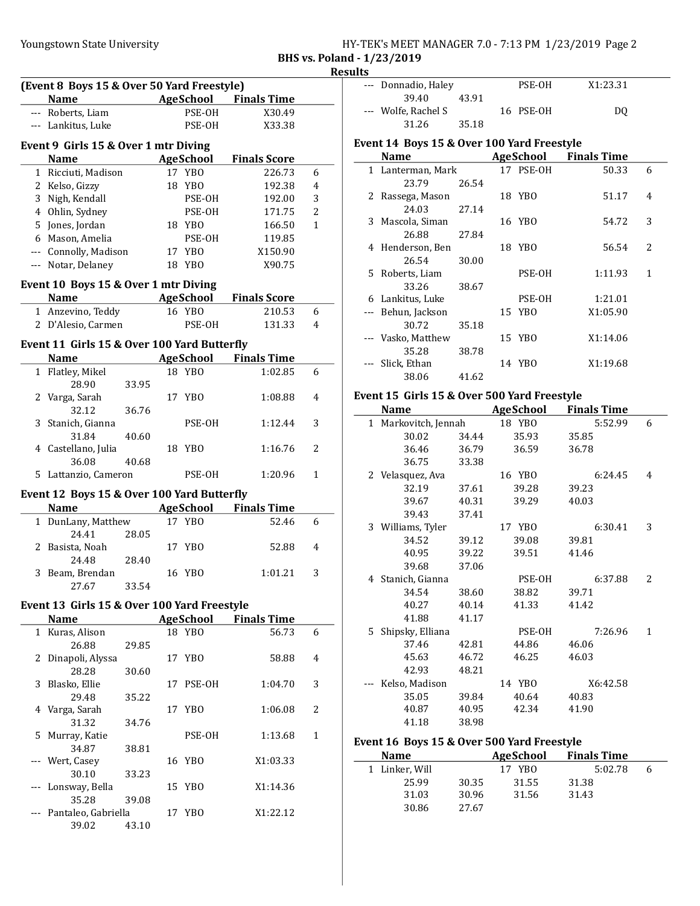BHS vs. Poland - 1/23/2019

Results

**(Event 8 Boys 15 & Over 50 Yard Freestyle)**

| | Name | Age | School | Finals Time | |
|---|---|---|---|---|---|
| --- | Roberts, Liam | | PSE-OH | X30.49 | |
| --- | Lankitus, Luke | | PSE-OH | X33.38 | |

**Event 9 Girls 15 & Over 1 mtr Diving**

| | Name | Age | School | Finals Score | |
|---|---|---|---|---|---|
| 1 | Ricciuti, Madison | 17 | YBO | 226.73 | 6 |
| 2 | Kelso, Gizzy | 18 | YBO | 192.38 | 4 |
| 3 | Nigh, Kendall | | PSE-OH | 192.00 | 3 |
| 4 | Ohlin, Sydney | | PSE-OH | 171.75 | 2 |
| 5 | Jones, Jordan | 18 | YBO | 166.50 | 1 |
| 6 | Mason, Amelia | | PSE-OH | 119.85 | |
| --- | Connolly, Madison | 17 | YBO | X150.90 | |
| --- | Notar, Delaney | 18 | YBO | X90.75 | |

**Event 10 Boys 15 & Over 1 mtr Diving**

| | Name | Age | School | Finals Score | |
|---|---|---|---|---|---|
| 1 | Anzevino, Teddy | 16 | YBO | 210.53 | 6 |
| 2 | D'Alesio, Carmen | | PSE-OH | 131.33 | 4 |

**Event 11 Girls 15 & Over 100 Yard Butterfly**

| | Name | Age | School | Finals Time | |
|---|---|---|---|---|---|
| 1 | Flatley, Mikel | 18 | YBO | 1:02.85 | 6 |
| | 28.90 | 33.95 | | | |
| 2 | Varga, Sarah | 17 | YBO | 1:08.88 | 4 |
| | 32.12 | 36.76 | | | |
| 3 | Stanich, Gianna | | PSE-OH | 1:12.44 | 3 |
| | 31.84 | 40.60 | | | |
| 4 | Castellano, Julia | 18 | YBO | 1:16.76 | 2 |
| | 36.08 | 40.68 | | | |
| 5 | Lattanzio, Cameron | | PSE-OH | 1:20.96 | 1 |

**Event 12 Boys 15 & Over 100 Yard Butterfly**

| | Name | Age | School | Finals Time | |
|---|---|---|---|---|---|
| 1 | DunLany, Matthew | 17 | YBO | 52.46 | 6 |
| | 24.41 | 28.05 | | | |
| 2 | Basista, Noah | 17 | YBO | 52.88 | 4 |
| | 24.48 | 28.40 | | | |
| 3 | Beam, Brendan | 16 | YBO | 1:01.21 | 3 |
| | 27.67 | 33.54 | | | |

**Event 13 Girls 15 & Over 100 Yard Freestyle**

| | Name | Age | School | Finals Time | |
|---|---|---|---|---|---|
| 1 | Kuras, Alison | 18 | YBO | 56.73 | 6 |
| | 26.88 | 29.85 | | | |
| 2 | Dinapoli, Alyssa | 17 | YBO | 58.88 | 4 |
| | 28.28 | 30.60 | | | |
| 3 | Blasko, Ellie | 17 | PSE-OH | 1:04.70 | 3 |
| | 29.48 | 35.22 | | | |
| 4 | Varga, Sarah | 17 | YBO | 1:06.08 | 2 |
| | 31.32 | 34.76 | | | |
| 5 | Murray, Katie | | PSE-OH | 1:13.68 | 1 |
| | 34.87 | 38.81 | | | |
| --- | Wert, Casey | 16 | YBO | X1:03.33 | |
| | 30.10 | 33.23 | | | |
| --- | Lonsway, Bella | 15 | YBO | X1:14.36 | |
| | 35.28 | 39.08 | | | |
| --- | Pantaleo, Gabriella | 17 | YBO | X1:22.12 | |
| | 39.02 | 43.10 | | | |
| --- | Donnadio, Haley | | PSE-OH | X1:23.31 | |
| | 39.40 | 43.91 | | | |
| --- | Wolfe, Rachel S | 16 | PSE-OH | DQ | |
| | 31.26 | 35.18 | | | |

**Event 14 Boys 15 & Over 100 Yard Freestyle**

| | Name | Age | School | Finals Time | |
|---|---|---|---|---|---|
| 1 | Lanterman, Mark | 17 | PSE-OH | 50.33 | 6 |
| | 23.79 | 26.54 | | | |
| 2 | Rassega, Mason | 18 | YBO | 51.17 | 4 |
| | 24.03 | 27.14 | | | |
| 3 | Mascola, Siman | 16 | YBO | 54.72 | 3 |
| | 26.88 | 27.84 | | | |
| 4 | Henderson, Ben | 18 | YBO | 56.54 | 2 |
| | 26.54 | 30.00 | | | |
| 5 | Roberts, Liam | | PSE-OH | 1:11.93 | 1 |
| | 33.26 | 38.67 | | | |
| 6 | Lankitus, Luke | | PSE-OH | 1:21.01 | |
| --- | Behun, Jackson | 15 | YBO | X1:05.90 | |
| | 30.72 | 35.18 | | | |
| --- | Vasko, Matthew | 15 | YBO | X1:14.06 | |
| | 35.28 | 38.78 | | | |
| --- | Slick, Ethan | 14 | YBO | X1:19.68 | |
| | 38.06 | 41.62 | | | |

**Event 15 Girls 15 & Over 500 Yard Freestyle**

| | Name | Age | School | Finals Time | |
|---|---|---|---|---|---|
| 1 | Markovitch, Jennah | 18 | YBO | 5:52.99 | 6 |
| | 30.02 | 34.44 | 35.93 | 35.85 | |
| | 36.46 | 36.79 | 36.59 | 36.78 | |
| | 36.75 | 33.38 | | | |
| 2 | Velasquez, Ava | 16 | YBO | 6:24.45 | 4 |
| | 32.19 | 37.61 | 39.28 | 39.23 | |
| | 39.67 | 40.31 | 39.29 | 40.03 | |
| | 39.43 | 37.41 | | | |
| 3 | Williams, Tyler | 17 | YBO | 6:30.41 | 3 |
| | 34.52 | 39.12 | 39.08 | 39.81 | |
| | 40.95 | 39.22 | 39.51 | 41.46 | |
| | 39.68 | 37.06 | | | |
| 4 | Stanich, Gianna | | PSE-OH | 6:37.88 | 2 |
| | 34.54 | 38.60 | 38.82 | 39.71 | |
| | 40.27 | 40.14 | 41.33 | 41.42 | |
| | 41.88 | 41.17 | | | |
| 5 | Shipsky, Elliana | | PSE-OH | 7:26.96 | 1 |
| | 37.46 | 42.81 | 44.86 | 46.06 | |
| | 45.63 | 46.72 | 46.25 | 46.03 | |
| | 42.93 | 48.21 | | | |
| --- | Kelso, Madison | 14 | YBO | X6:42.58 | |
| | 35.05 | 39.84 | 40.64 | 40.83 | |
| | 40.87 | 40.95 | 42.34 | 41.90 | |
| | 41.18 | 38.98 | | | |

**Event 16 Boys 15 & Over 500 Yard Freestyle**

| | Name | Age | School | Finals Time | |
|---|---|---|---|---|---|
| 1 | Linker, Will | 17 | YBO | 5:02.78 | 6 |
| | 25.99 | 30.35 | 31.55 | 31.38 | |
| | 31.03 | 30.96 | 31.56 | 31.43 | |
| | 30.86 | 27.67 | | | |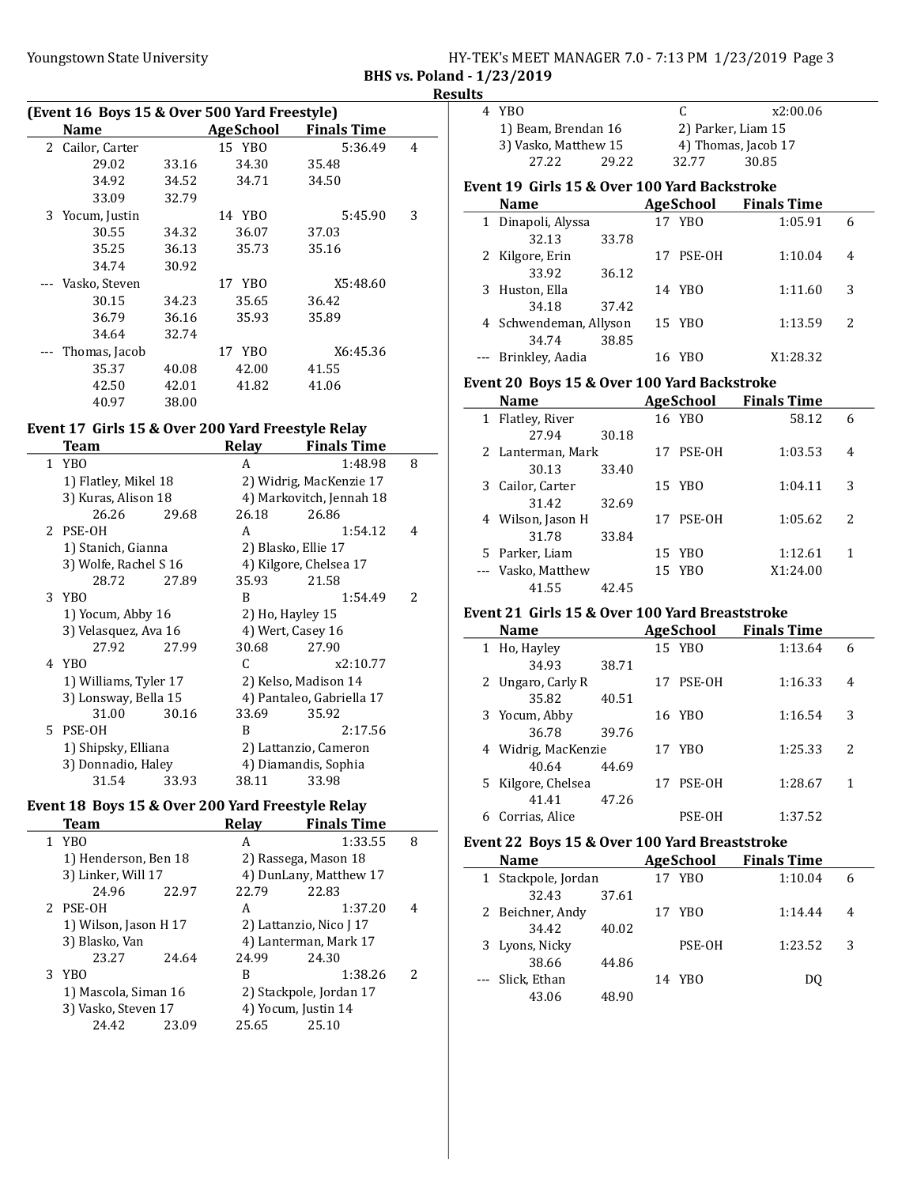### Results

**(Event 16 Boys 15 & Over 500 Yard Freestyle)**

| | Name | Age | School | Finals Time | |
|---|---|---|---|---|---|
| 2 | Cailor, Carter | 15 | YBO | 5:36.49 | 4 |
| | 29.02 33.16 34.30 35.48 34.92 34.52 34.71 34.50 33.09 32.79 | | | | |
| 3 | Yocum, Justin | 14 | YBO | 5:45.90 | 3 |
| | 30.55 34.32 36.07 37.03 35.25 36.13 35.73 35.16 34.74 30.92 | | | | |
| --- | Vasko, Steven | 17 | YBO | X5:48.60 | |
| | 30.15 34.23 35.65 36.42 36.79 36.16 35.93 35.89 34.64 32.74 | | | | |
| --- | Thomas, Jacob | 17 | YBO | X6:45.36 | |
| | 35.37 40.08 42.00 41.55 42.50 42.01 41.82 41.06 40.97 38.00 | | | | |

**Event 17 Girls 15 & Over 200 Yard Freestyle Relay**

| | Team | Relay | Finals Time | |
|---|---|---|---|---|
| 1 | YBO | A | 1:48.98 | 8 |
| | 1) Flatley, Mikel 18; 2) Widrig, MacKenzie 17; 3) Kuras, Alison 18; 4) Markovitch, Jennah 18 | | | |
| | 26.26 29.68 26.18 26.86 | | | |
| 2 | PSE-OH | A | 1:54.12 | 4 |
| | 1) Stanich, Gianna; 2) Blasko, Ellie 17; 3) Wolfe, Rachel S 16; 4) Kilgore, Chelsea 17 | | | |
| | 28.72 27.89 35.93 21.58 | | | |
| 3 | YBO | B | 1:54.49 | 2 |
| | 1) Yocum, Abby 16; 2) Ho, Hayley 15; 3) Velasquez, Ava 16; 4) Wert, Casey 16 | | | |
| | 27.92 27.99 30.68 27.90 | | | |
| 4 | YBO | C | x2:10.77 | |
| | 1) Williams, Tyler 17; 2) Kelso, Madison 14; 3) Lonsway, Bella 15; 4) Pantaleo, Gabriella 17 | | | |
| | 31.00 30.16 33.69 35.92 | | | |
| 5 | PSE-OH | B | 2:17.56 | |
| | 1) Shipsky, Elliana; 2) Lattanzio, Cameron; 3) Donnadio, Haley; 4) Diamandis, Sophia | | | |
| | 31.54 33.93 38.11 33.98 | | | |

**Event 18 Boys 15 & Over 200 Yard Freestyle Relay**

| | Team | Relay | Finals Time | |
|---|---|---|---|---|
| 1 | YBO | A | 1:33.55 | 8 |
| | 1) Henderson, Ben 18; 2) Rassega, Mason 18; 3) Linker, Will 17; 4) DunLany, Matthew 17 | | | |
| | 24.96 22.97 22.79 22.83 | | | |
| 2 | PSE-OH | A | 1:37.20 | 4 |
| | 1) Wilson, Jason H 17; 2) Lattanzio, Nico J 17; 3) Blasko, Van; 4) Lanterman, Mark 17 | | | |
| | 23.27 24.64 24.99 24.30 | | | |
| 3 | YBO | B | 1:38.26 | 2 |
| | 1) Mascola, Siman 16; 2) Stackpole, Jordan 17; 3) Vasko, Steven 17; 4) Yocum, Justin 14 | | | |
| | 24.42 23.09 25.65 25.10 | | | |
| 4 | YBO | C | x2:00.06 | |
| | 1) Beam, Brendan 16; 2) Parker, Liam 15; 3) Vasko, Matthew 15; 4) Thomas, Jacob 17 | | | |
| | 27.22 29.22 32.77 30.85 | | | |

**Event 19 Girls 15 & Over 100 Yard Backstroke**

| | Name | Age | School | Finals Time | |
|---|---|---|---|---|---|
| 1 | Dinapoli, Alyssa | 17 | YBO | 1:05.91 | 6 |
| | 32.13 33.78 | | | | |
| 2 | Kilgore, Erin | 17 | PSE-OH | 1:10.04 | 4 |
| | 33.92 36.12 | | | | |
| 3 | Huston, Ella | 14 | YBO | 1:11.60 | 3 |
| | 34.18 37.42 | | | | |
| 4 | Schwendeman, Allyson | 15 | YBO | 1:13.59 | 2 |
| | 34.74 38.85 | | | | |
| --- | Brinkley, Aadia | 16 | YBO | X1:28.32 | |

**Event 20 Boys 15 & Over 100 Yard Backstroke**

| | Name | Age | School | Finals Time | |
|---|---|---|---|---|---|
| 1 | Flatley, River | 16 | YBO | 58.12 | 6 |
| | 27.94 30.18 | | | | |
| 2 | Lanterman, Mark | 17 | PSE-OH | 1:03.53 | 4 |
| | 30.13 33.40 | | | | |
| 3 | Cailor, Carter | 15 | YBO | 1:04.11 | 3 |
| | 31.42 32.69 | | | | |
| 4 | Wilson, Jason H | 17 | PSE-OH | 1:05.62 | 2 |
| | 31.78 33.84 | | | | |
| 5 | Parker, Liam | 15 | YBO | 1:12.61 | 1 |
| --- | Vasko, Matthew | 15 | YBO | X1:24.00 | |
| | 41.55 42.45 | | | | |

**Event 21 Girls 15 & Over 100 Yard Breaststroke**

| | Name | Age | School | Finals Time | |
|---|---|---|---|---|---|
| 1 | Ho, Hayley | 15 | YBO | 1:13.64 | 6 |
| | 34.93 38.71 | | | | |
| 2 | Ungaro, Carly R | 17 | PSE-OH | 1:16.33 | 4 |
| | 35.82 40.51 | | | | |
| 3 | Yocum, Abby | 16 | YBO | 1:16.54 | 3 |
| | 36.78 39.76 | | | | |
| 4 | Widrig, MacKenzie | 17 | YBO | 1:25.33 | 2 |
| | 40.64 44.69 | | | | |
| 5 | Kilgore, Chelsea | 17 | PSE-OH | 1:28.67 | 1 |
| | 41.41 47.26 | | | | |
| 6 | Corrias, Alice | | PSE-OH | 1:37.52 | |

**Event 22 Boys 15 & Over 100 Yard Breaststroke**

| | Name | Age | School | Finals Time | |
|---|---|---|---|---|---|
| 1 | Stackpole, Jordan | 17 | YBO | 1:10.04 | 6 |
| | 32.43 37.61 | | | | |
| 2 | Beichner, Andy | 17 | YBO | 1:14.44 | 4 |
| | 34.42 40.02 | | | | |
| 3 | Lyons, Nicky | | PSE-OH | 1:23.52 | 3 |
| | 38.66 44.86 | | | | |
| --- | Slick, Ethan | 14 | YBO | DQ | |
| | 43.06 48.90 | | | | |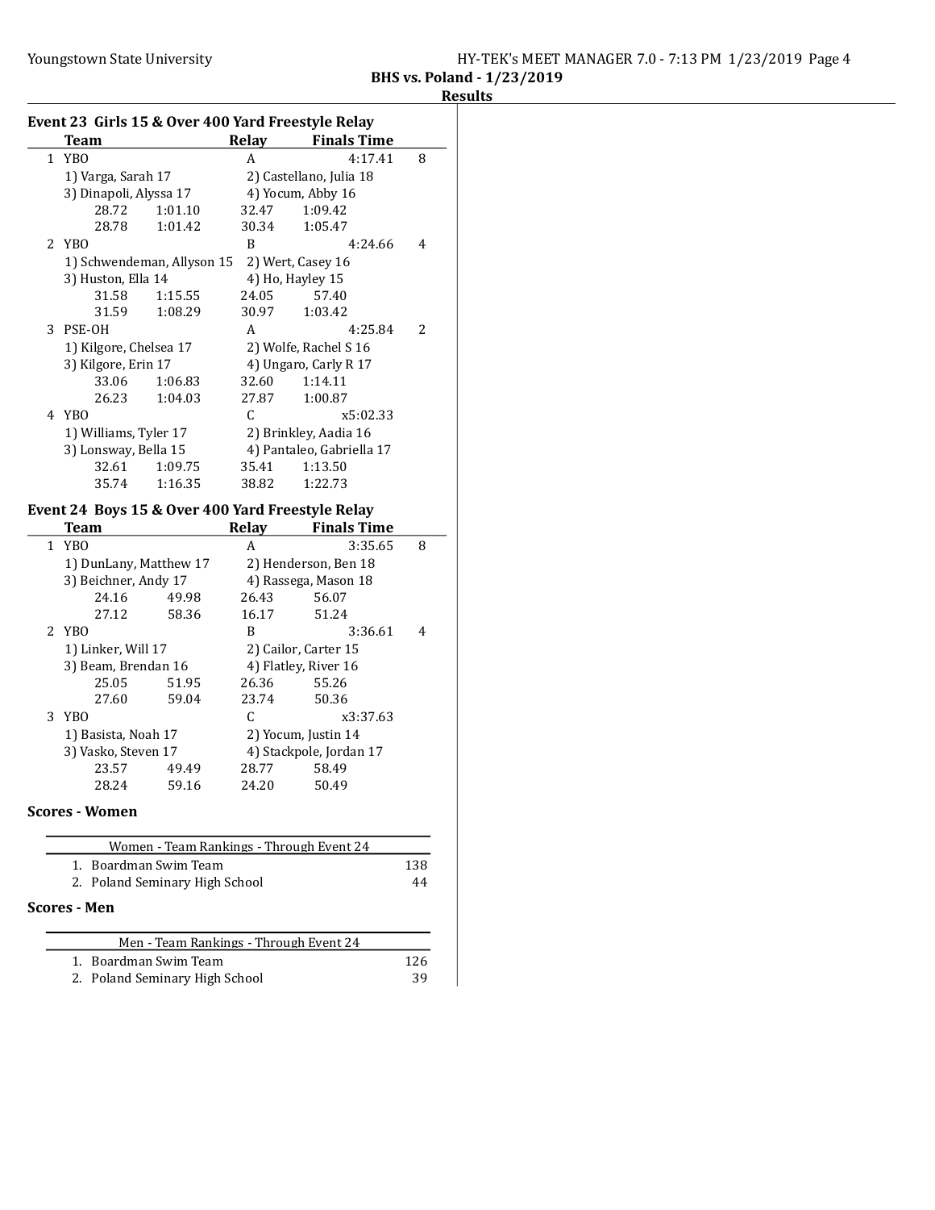BHS vs. Poland - 1/23/2019

**Results**

### Event 23 Girls 15 & Over 400 Yard Freestyle Relay

| | Team | | Relay | Finals Time | |
|---|---|---|---|---|---|
| 1 | YBO | | A | 4:17.41 | 8 |
| | 1) Varga, Sarah 17 | | 2) Castellano, Julia 18 | | |
| | 3) Dinapoli, Alyssa 17 | | 4) Yocum, Abby 16 | | |
| | 28.72 | 1:01.10 | 32.47 | 1:09.42 | |
| | 28.78 | 1:01.42 | 30.34 | 1:05.47 | |
| 2 | YBO | | B | 4:24.66 | 4 |
| | 1) Schwendeman, Allyson 15 | | 2) Wert, Casey 16 | | |
| | 3) Huston, Ella 14 | | 4) Ho, Hayley 15 | | |
| | 31.58 | 1:15.55 | 24.05 | 57.40 | |
| | 31.59 | 1:08.29 | 30.97 | 1:03.42 | |
| 3 | PSE-OH | | A | 4:25.84 | 2 |
| | 1) Kilgore, Chelsea 17 | | 2) Wolfe, Rachel S 16 | | |
| | 3) Kilgore, Erin 17 | | 4) Ungaro, Carly R 17 | | |
| | 33.06 | 1:06.83 | 32.60 | 1:14.11 | |
| | 26.23 | 1:04.03 | 27.87 | 1:00.87 | |
| 4 | YBO | | C | x5:02.33 | |
| | 1) Williams, Tyler 17 | | 2) Brinkley, Aadia 16 | | |
| | 3) Lonsway, Bella 15 | | 4) Pantaleo, Gabriella 17 | | |
| | 32.61 | 1:09.75 | 35.41 | 1:13.50 | |
| | 35.74 | 1:16.35 | 38.82 | 1:22.73 | |

### Event 24 Boys 15 & Over 400 Yard Freestyle Relay

| | Team | | Relay | Finals Time | |
|---|---|---|---|---|---|
| 1 | YBO | | A | 3:35.65 | 8 |
| | 1) DunLany, Matthew 17 | | 2) Henderson, Ben 18 | | |
| | 3) Beichner, Andy 17 | | 4) Rassega, Mason 18 | | |
| | 24.16 | 49.98 | 26.43 | 56.07 | |
| | 27.12 | 58.36 | 16.17 | 51.24 | |
| 2 | YBO | | B | 3:36.61 | 4 |
| | 1) Linker, Will 17 | | 2) Cailor, Carter 15 | | |
| | 3) Beam, Brendan 16 | | 4) Flatley, River 16 | | |
| | 25.05 | 51.95 | 26.36 | 55.26 | |
| | 27.60 | 59.04 | 23.74 | 50.36 | |
| 3 | YBO | | C | x3:37.63 | |
| | 1) Basista, Noah 17 | | 2) Yocum, Justin 14 | | |
| | 3) Vasko, Steven 17 | | 4) Stackpole, Jordan 17 | | |
| | 23.57 | 49.49 | 28.77 | 58.49 | |
| | 28.24 | 59.16 | 24.20 | 50.49 | |

### Scores - Women

| Women - Team Rankings - Through Event 24 | |
|---|---|
| 1. Boardman Swim Team | 138 |
| 2. Poland Seminary High School | 44 |

### Scores - Men

| Men - Team Rankings - Through Event 24 | |
|---|---|
| 1. Boardman Swim Team | 126 |
| 2. Poland Seminary High School | 39 |